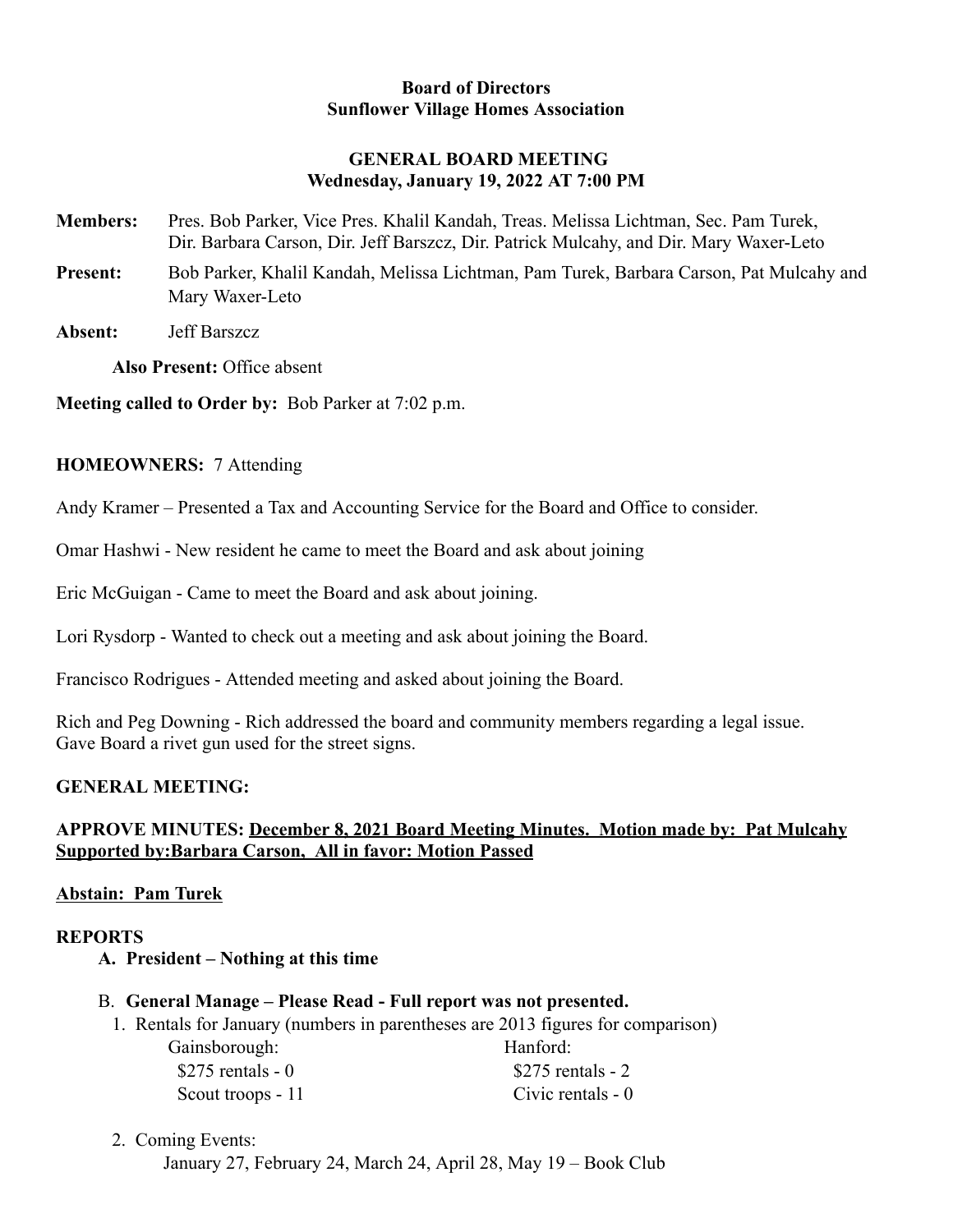**Board of Directors**
**Sunflower Village Homes Association**

**GENERAL BOARD MEETING**
**Wednesday, January 19, 2022 AT 7:00 PM**

**Members:** Pres. Bob Parker, Vice Pres. Khalil Kandah, Treas. Melissa Lichtman, Sec. Pam Turek, Dir. Barbara Carson, Dir. Jeff Barszcz, Dir. Patrick Mulcahy, and Dir. Mary Waxer-Leto

**Present:** Bob Parker, Khalil Kandah, Melissa Lichtman, Pam Turek, Barbara Carson, Pat Mulcahy and Mary Waxer-Leto

**Absent:** Jeff Barszcz

**Also Present:** Office absent

**Meeting called to Order by:** Bob Parker at 7:02 p.m.

**HOMEOWNERS:** 7 Attending

Andy Kramer – Presented a Tax and Accounting Service for the Board and Office to consider.

Omar Hashwi - New resident he came to meet the Board and ask about joining

Eric McGuigan - Came to meet the Board and ask about joining.

Lori Rysdorp - Wanted to check out a meeting and ask about joining the Board.

Francisco Rodrigues - Attended meeting and asked about joining the Board.

Rich and Peg Downing - Rich addressed the board and community members regarding a legal issue. Gave Board a rivet gun used for the street signs.

**GENERAL MEETING:**

**APPROVE MINUTES:** **December 8, 2021 Board Meeting Minutes. Motion made by: Pat Mulcahy Supported by:Barbara Carson, All in favor: Motion Passed**

**Abstain: Pam Turek**

**REPORTS**

A. **President – Nothing at this time**

B. **General Manage – Please Read - Full report was not presented.**

1. Rentals for January (numbers in parentheses are 2013 figures for comparison)

| Gainsborough: | Hanford: |
|---|---|
| $275 rentals - 0 | $275 rentals - 2 |
| Scout troops - 11 | Civic rentals - 0 |

2. Coming Events:

   January 27, February 24, March 24, April 28, May 19 – Book Club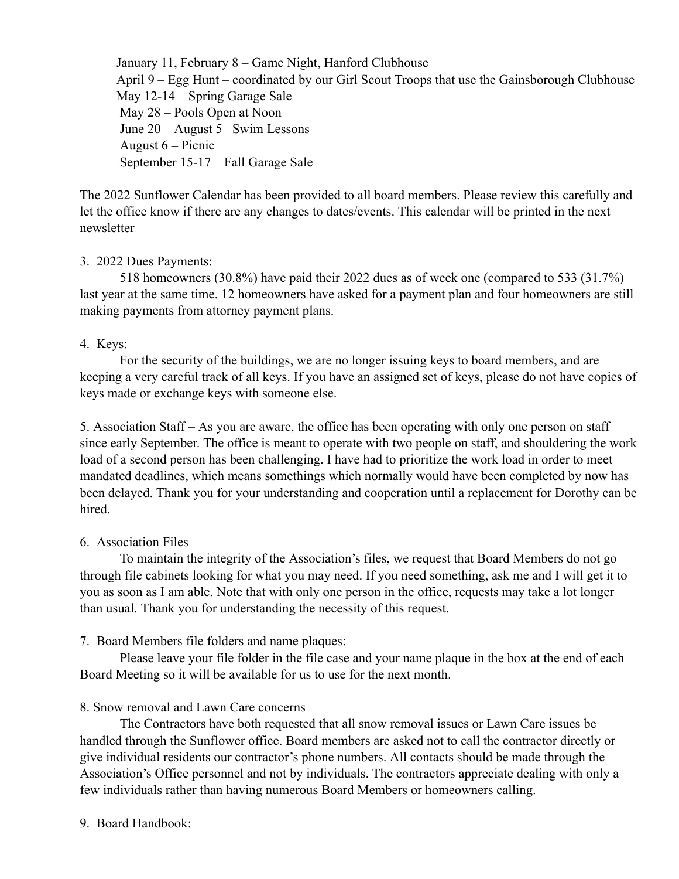January 11, February 8 – Game Night, Hanford Clubhouse
April 9 – Egg Hunt – coordinated by our Girl Scout Troops that use the Gainsborough Clubhouse
May 12-14 – Spring Garage Sale
May 28 – Pools Open at Noon
June 20 – August 5– Swim Lessons
August 6 – Picnic
September 15-17 – Fall Garage Sale

The 2022 Sunflower Calendar has been provided to all board members. Please review this carefully and let the office know if there are any changes to dates/events. This calendar will be printed in the next newsletter

3. 2022 Dues Payments:

518 homeowners (30.8%) have paid their 2022 dues as of week one (compared to 533 (31.7%) last year at the same time. 12 homeowners have asked for a payment plan and four homeowners are still making payments from attorney payment plans.

4. Keys:

For the security of the buildings, we are no longer issuing keys to board members, and are keeping a very careful track of all keys. If you have an assigned set of keys, please do not have copies of keys made or exchange keys with someone else.

5. Association Staff – As you are aware, the office has been operating with only one person on staff since early September. The office is meant to operate with two people on staff, and shouldering the work load of a second person has been challenging. I have had to prioritize the work load in order to meet mandated deadlines, which means somethings which normally would have been completed by now has been delayed. Thank you for your understanding and cooperation until a replacement for Dorothy can be hired.

6. Association Files

To maintain the integrity of the Association's files, we request that Board Members do not go through file cabinets looking for what you may need. If you need something, ask me and I will get it to you as soon as I am able. Note that with only one person in the office, requests may take a lot longer than usual. Thank you for understanding the necessity of this request.

7. Board Members file folders and name plaques:

Please leave your file folder in the file case and your name plaque in the box at the end of each Board Meeting so it will be available for us to use for the next month.

8. Snow removal and Lawn Care concerns

The Contractors have both requested that all snow removal issues or Lawn Care issues be handled through the Sunflower office. Board members are asked not to call the contractor directly or give individual residents our contractor's phone numbers. All contacts should be made through the Association's Office personnel and not by individuals. The contractors appreciate dealing with only a few individuals rather than having numerous Board Members or homeowners calling.

9. Board Handbook: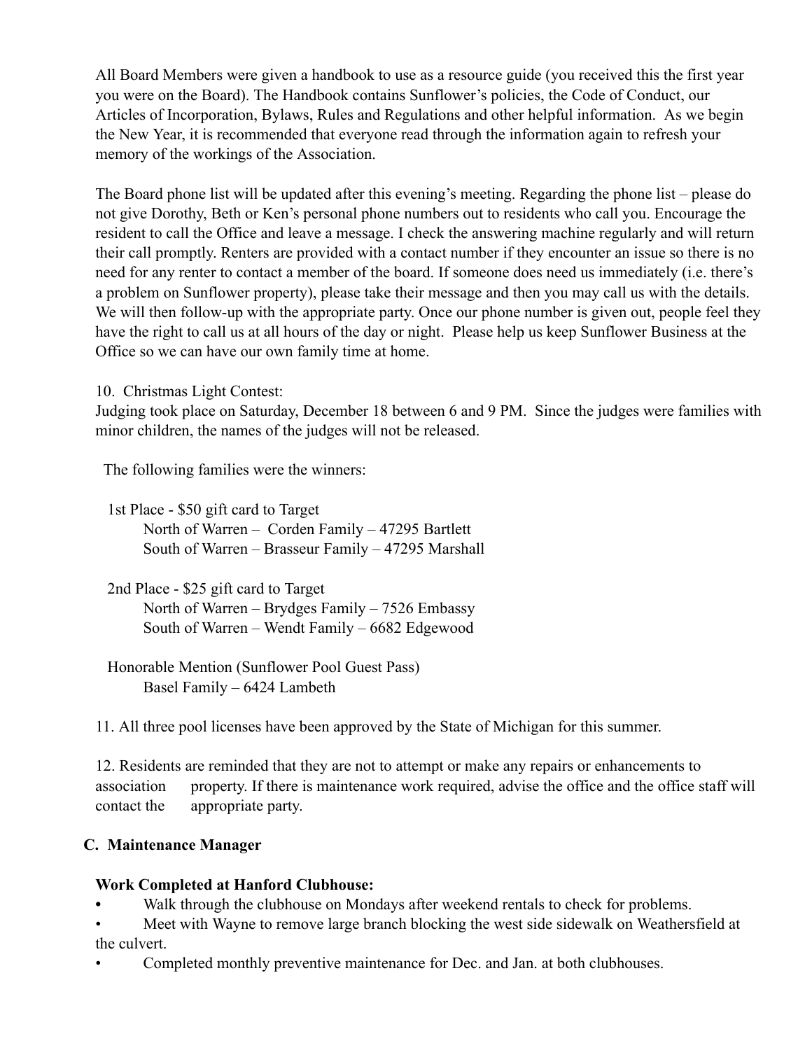All Board Members were given a handbook to use as a resource guide (you received this the first year you were on the Board). The Handbook contains Sunflower's policies, the Code of Conduct, our Articles of Incorporation, Bylaws, Rules and Regulations and other helpful information. As we begin the New Year, it is recommended that everyone read through the information again to refresh your memory of the workings of the Association.

The Board phone list will be updated after this evening's meeting. Regarding the phone list – please do not give Dorothy, Beth or Ken's personal phone numbers out to residents who call you. Encourage the resident to call the Office and leave a message. I check the answering machine regularly and will return their call promptly. Renters are provided with a contact number if they encounter an issue so there is no need for any renter to contact a member of the board. If someone does need us immediately (i.e. there's a problem on Sunflower property), please take their message and then you may call us with the details. We will then follow-up with the appropriate party. Once our phone number is given out, people feel they have the right to call us at all hours of the day or night. Please help us keep Sunflower Business at the Office so we can have our own family time at home.

10. Christmas Light Contest:
Judging took place on Saturday, December 18 between 6 and 9 PM. Since the judges were families with minor children, the names of the judges will not be released.

The following families were the winners:

1st Place - $50 gift card to Target
- North of Warren – Corden Family – 47295 Bartlett
- South of Warren – Brasseur Family – 47295 Marshall

2nd Place - $25 gift card to Target
- North of Warren – Brydges Family – 7526 Embassy
- South of Warren – Wendt Family – 6682 Edgewood

Honorable Mention (Sunflower Pool Guest Pass)
- Basel Family – 6424 Lambeth

11. All three pool licenses have been approved by the State of Michigan for this summer.

12. Residents are reminded that they are not to attempt or make any repairs or enhancements to association property. If there is maintenance work required, advise the office and the office staff will contact the appropriate party.

### C. Maintenance Manager

**Work Completed at Hanford Clubhouse:**

- Walk through the clubhouse on Mondays after weekend rentals to check for problems.
- Meet with Wayne to remove large branch blocking the west side sidewalk on Weathersfield at the culvert.
- Completed monthly preventive maintenance for Dec. and Jan. at both clubhouses.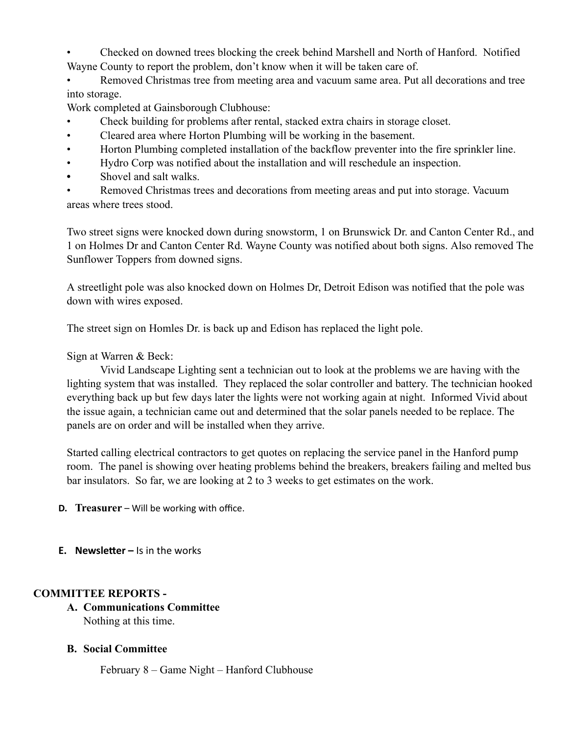- Checked on downed trees blocking the creek behind Marshell and North of Hanford. Notified Wayne County to report the problem, don't know when it will be taken care of.
- Removed Christmas tree from meeting area and vacuum same area. Put all decorations and tree into storage.

Work completed at Gainsborough Clubhouse:

- Check building for problems after rental, stacked extra chairs in storage closet.
- Cleared area where Horton Plumbing will be working in the basement.
- Horton Plumbing completed installation of the backflow preventer into the fire sprinkler line.
- Hydro Corp was notified about the installation and will reschedule an inspection.
- Shovel and salt walks.
- Removed Christmas trees and decorations from meeting areas and put into storage. Vacuum areas where trees stood.

Two street signs were knocked down during snowstorm, 1 on Brunswick Dr. and Canton Center Rd., and 1 on Holmes Dr and Canton Center Rd. Wayne County was notified about both signs. Also removed The Sunflower Toppers from downed signs.

A streetlight pole was also knocked down on Holmes Dr, Detroit Edison was notified that the pole was down with wires exposed.

The street sign on Homles Dr. is back up and Edison has replaced the light pole.

Sign at Warren & Beck:

Vivid Landscape Lighting sent a technician out to look at the problems we are having with the lighting system that was installed. They replaced the solar controller and battery. The technician hooked everything back up but few days later the lights were not working again at night. Informed Vivid about the issue again, a technician came out and determined that the solar panels needed to be replace. The panels are on order and will be installed when they arrive.

Started calling electrical contractors to get quotes on replacing the service panel in the Hanford pump room. The panel is showing over heating problems behind the breakers, breakers failing and melted bus bar insulators. So far, we are looking at 2 to 3 weeks to get estimates on the work.

**D. Treasurer** – Will be working with office.

**E. Newsletter –** Is in the works

## COMMITTEE REPORTS -

**A. Communications Committee**

Nothing at this time.

**B. Social Committee**

February 8 – Game Night – Hanford Clubhouse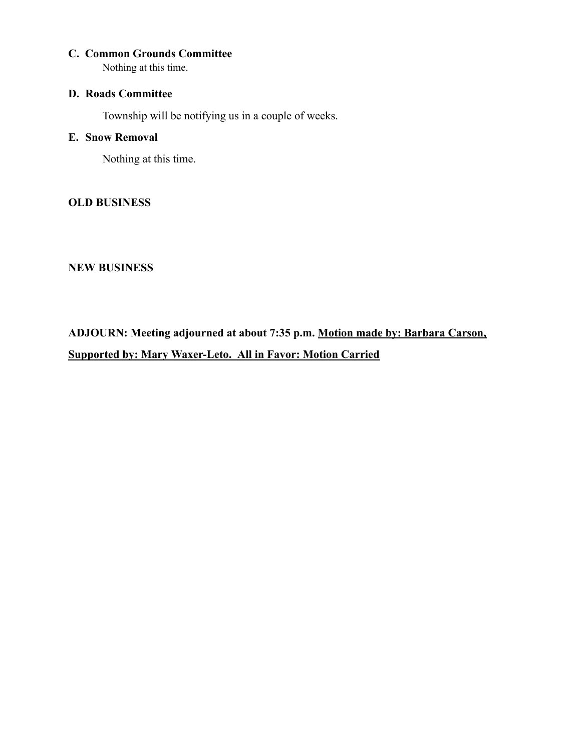**C. Common Grounds Committee**

Nothing at this time.

**D. Roads Committee**

Township will be notifying us in a couple of weeks.

**E. Snow Removal**

Nothing at this time.

**OLD BUSINESS**

**NEW BUSINESS**

**ADJOURN: Meeting adjourned at about 7:35 p.m. <u>Motion made by: Barbara Carson, Supported by: Mary Waxer-Leto. All in Favor: Motion Carried</u>**